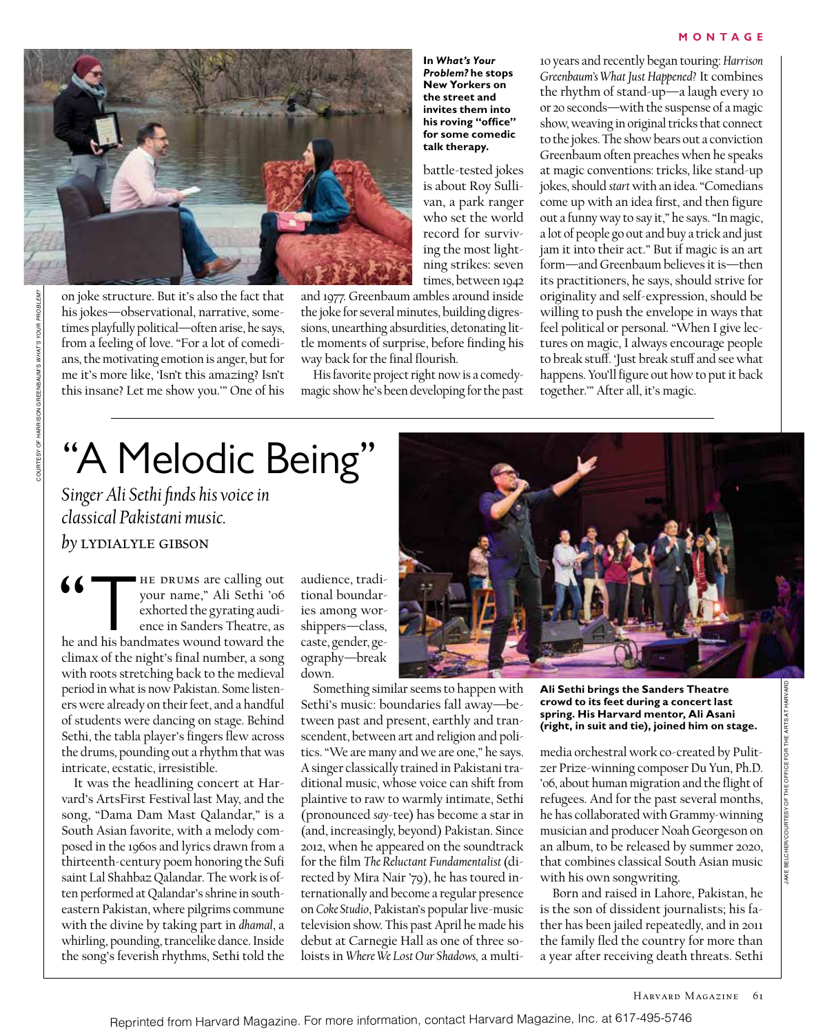**In *What's Your Problem?* he stops New Yorkers on the street and invites them into his roving "office" for some comedic talk therapy.**

on joke structure. But it's also the fact that his jokes—observational, narrative, sometimes playfully political—often arise, he says, from a feeling of love. "For a lot of comedians, the motivating emotion is anger, but for me it's more like, 'Isn't this amazing? Isn't this insane? Let me show you.'" One of his battle-tested jokes is about Roy Sullivan, a park ranger who set the world record for surviving the most lightning strikes: seven times, between 1942 and 1977. Greenbaum ambles around inside the joke for several minutes, building digressions, unearthing absurdities, detonating little moments of surprise, before finding his way back for the final flourish.

His favorite project right now is a comedy-magic show he's been developing for the past 10 years and recently began touring: *Harrison Greenbaum's What Just Happened?* It combines the rhythm of stand-up—a laugh every 10 or 20 seconds—with the suspense of a magic show, weaving in original tricks that connect to the jokes. The show bears out a conviction Greenbaum often preaches when he speaks at magic conventions: tricks, like stand-up jokes, should *start* with an idea. "Comedians come up with an idea first, and then figure out a funny way to say it," he says. "In magic, a lot of people go out and buy a trick and just jam it into their act." But if magic is an art form—and Greenbaum believes it is—then its practitioners, he says, should strive for originality and self-expression, should be willing to push the envelope in ways that feel political or personal. "When I give lectures on magic, I always encourage people to break stuff. 'Just break stuff and see what happens. You'll figure out how to put it back together.'" After all, it's magic.

# "A Melodic Being"

*Singer Ali Sethi finds his voice in classical Pakistani music.*

*by* LYDIALYLE GIBSON

"The drums are calling out your name," Ali Sethi '06 exhorted the gyrating audience in Sanders Theatre, as he and his bandmates wound toward the climax of the night's final number, a song with roots stretching back to the medieval period in what is now Pakistan. Some listeners were already on their feet, and a handful of students were dancing on stage. Behind Sethi, the tabla player's fingers flew across the drums, pounding out a rhythm that was intricate, ecstatic, irresistible.

It was the headlining concert at Harvard's ArtsFirst Festival last May, and the song, "Dama Dam Mast Qalandar," is a South Asian favorite, with a melody composed in the 1960s and lyrics drawn from a thirteenth-century poem honoring the Sufi saint Lal Shahbaz Qalandar. The work is often performed at Qalandar's shrine in southeastern Pakistan, where pilgrims commune with the divine by taking part in *dhamal*, a whirling, pounding, trancelike dance. Inside the song's feverish rhythms, Sethi told the audience, traditional boundaries among worshippers—class, caste, gender, geography—break down.

**Ali Sethi brings the Sanders Theatre crowd to its feet during a concert last spring. His Harvard mentor, Ali Asani (right, in suit and tie), joined him on stage.**

Something similar seems to happen with Sethi's music: boundaries fall away—between past and present, earthly and transcendent, between art and religion and politics. "We are many and we are one," he says. A singer classically trained in Pakistani traditional music, whose voice can shift from plaintive to raw to warmly intimate, Sethi (pronounced *say*-tee) has become a star in (and, increasingly, beyond) Pakistan. Since 2012, when he appeared on the soundtrack for the film *The Reluctant Fundamentalist* (directed by Mira Nair '79), he has toured internationally and become a regular presence on *Coke Studio*, Pakistan's popular live-music television show. This past April he made his debut at Carnegie Hall as one of three soloists in *Where We Lost Our Shadows*, a multimedia orchestral work co-created by Pulitzer Prize-winning composer Du Yun, Ph.D. '06, about human migration and the flight of refugees. And for the past several months, he has collaborated with Grammy-winning musician and producer Noah Georgeson on an album, to be released by summer 2020, that combines classical South Asian music with his own songwriting.

Born and raised in Lahore, Pakistan, he is the son of dissident journalists; his father has been jailed repeatedly, and in 2011 the family fled the country for more than a year after receiving death threats. Sethi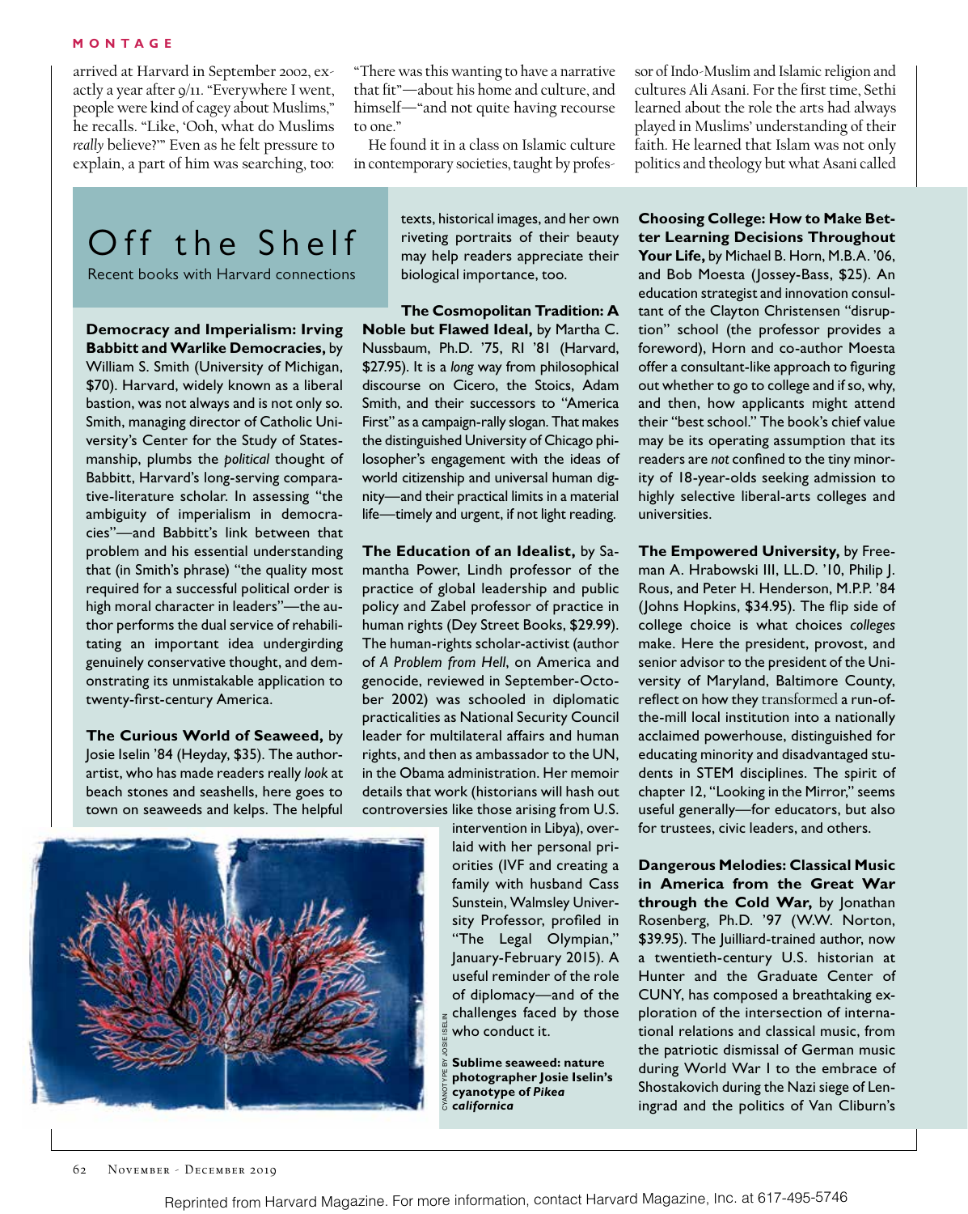arrived at Harvard in September 2002, exactly a year after 9/11. "Everywhere I went, people were kind of cagey about Muslims," he recalls. "Like, 'Ooh, what do Muslims *really* believe?'" Even as he felt pressure to explain, a part of him was searching, too: "There was this wanting to have a narrative that fit"—about his home and culture, and himself—"and not quite having recourse to one."

He found it in a class on Islamic culture in contemporary societies, taught by professor of Indo-Muslim and Islamic religion and cultures Ali Asani. For the first time, Sethi learned about the role the arts had always played in Muslims' understanding of their faith. He learned that Islam was not only politics and theology but what Asani called

# Off the Shelf

Recent books with Harvard connections

**Democracy and Imperialism: Irving Babbitt and Warlike Democracies,** by William S. Smith (University of Michigan, $70). Harvard, widely known as a liberal bastion, was not always and is not only so. Smith, managing director of Catholic University's Center for the Study of Statesmanship, plumbs the *political* thought of Babbitt, Harvard's long-serving comparative-literature scholar. In assessing "the ambiguity of imperialism in democracies"—and Babbitt's link between that problem and his essential understanding that (in Smith's phrase) "the quality most required for a successful political order is high moral character in leaders"—the author performs the dual service of rehabilitating an important idea undergirding genuinely conservative thought, and demonstrating its unmistakable application to twenty-first-century America.

**The Curious World of Seaweed,** by Josie Iselin '84 (Heyday, $35). The author-artist, who has made readers really *look* at beach stones and seashells, here goes to town on seaweeds and kelps. The helpful texts, historical images, and her own riveting portraits of their beauty may help readers appreciate their biological importance, too.

**The Cosmopolitan Tradition: A Noble but Flawed Ideal,** by Martha C. Nussbaum, Ph.D. '75, RI '81 (Harvard, $27.95). It is a *long* way from philosophical discourse on Cicero, the Stoics, Adam Smith, and their successors to "America First" as a campaign-rally slogan. That makes the distinguished University of Chicago philosopher's engagement with the ideas of world citizenship and universal human dignity—and their practical limits in a material life—timely and urgent, if not light reading.

**The Education of an Idealist,** by Samantha Power, Lindh professor of the practice of global leadership and public policy and Zabel professor of practice in human rights (Dey Street Books, $29.99). The human-rights scholar-activist (author of *A Problem from Hell*, on America and genocide, reviewed in September-October 2002) was schooled in diplomatic practicalities as National Security Council leader for multilateral affairs and human rights, and then as ambassador to the UN, in the Obama administration. Her memoir details that work (historians will hash out controversies like those arising from U.S. intervention in Libya), overlaid with her personal priorities (IVF and creating a family with husband Cass Sunstein, Walmsley University Professor, profiled in "The Legal Olympian," January-February 2015). A useful reminder of the role of diplomacy—and of the challenges faced by those who conduct it.

**Sublime seaweed: nature photographer Josie Iselin's cyanotype of *Pikea californica***

**Choosing College: How to Make Better Learning Decisions Throughout Your Life,** by Michael B. Horn, M.B.A. '06, and Bob Moesta (Jossey-Bass, $25). An education strategist and innovation consultant of the Clayton Christensen "disruption" school (the professor provides a foreword), Horn and co-author Moesta offer a consultant-like approach to figuring out whether to go to college and if so, why, and then, how applicants might attend their "best school." The book's chief value may be its operating assumption that its readers are *not* confined to the tiny minority of 18-year-olds seeking admission to highly selective liberal-arts colleges and universities.

**The Empowered University,** by Freeman A. Hrabowski III, LL.D. '10, Philip J. Rous, and Peter H. Henderson, M.P.P. '84 (Johns Hopkins, $34.95). The flip side of college choice is what choices *colleges* make. Here the president, provost, and senior advisor to the president of the University of Maryland, Baltimore County, reflect on how they transformed a run-of-the-mill local institution into a nationally acclaimed powerhouse, distinguished for educating minority and disadvantaged students in STEM disciplines. The spirit of chapter 12, "Looking in the Mirror," seems useful generally—for educators, but also for trustees, civic leaders, and others.

**Dangerous Melodies: Classical Music in America from the Great War through the Cold War,** by Jonathan Rosenberg, Ph.D. '97 (W.W. Norton, $39.95). The Juilliard-trained author, now a twentieth-century U.S. historian at Hunter and the Graduate Center of CUNY, has composed a breathtaking exploration of the intersection of international relations and classical music, from the patriotic dismissal of German music during World War I to the embrace of Shostakovich during the Nazi siege of Leningrad and the politics of Van Cliburn's

Reprinted from Harvard Magazine. For more information, contact Harvard Magazine, Inc. at 617-495-5746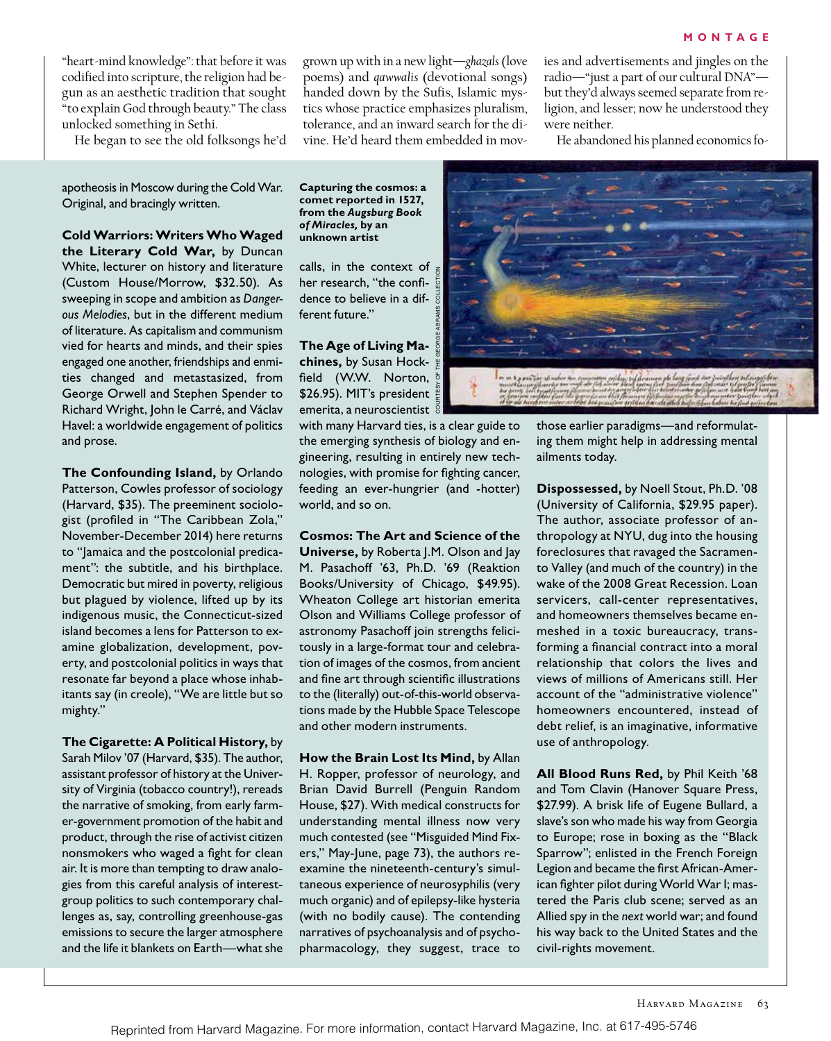"heart-mind knowledge": that before it was codified into scripture, the religion had begun as an aesthetic tradition that sought "to explain God through beauty." The class unlocked something in Sethi.

He began to see the old folksongs he'd grown up with in a new light—*ghazals* (love poems) and *qawwalis* (devotional songs) handed down by the Sufis, Islamic mystics whose practice emphasizes pluralism, tolerance, and an inward search for the divine. He'd heard them embedded in movies and advertisements and jingles on the radio—"just a part of our cultural DNA"—but they'd always seemed separate from religion, and lesser; now he understood they were neither.

He abandoned his planned economics fo-

apotheosis in Moscow during the Cold War. Original, and bracingly written.

**Cold Warriors: Writers Who Waged the Literary Cold War,** by Duncan White, lecturer on history and literature (Custom House/Morrow, $32.50). As sweeping in scope and ambition as *Dangerous Melodies*, but in the different medium of literature. As capitalism and communism vied for hearts and minds, and their spies engaged one another, friendships and enmities changed and metastasized, from George Orwell and Stephen Spender to Richard Wright, John le Carré, and Václav Havel: a worldwide engagement of politics and prose.

**The Confounding Island,** by Orlando Patterson, Cowles professor of sociology (Harvard, $35). The preeminent sociologist (profiled in "The Caribbean Zola," November-December 2014) here returns to "Jamaica and the postcolonial predicament": the subtitle, and his birthplace. Democratic but mired in poverty, religious but plagued by violence, lifted up by its indigenous music, the Connecticut-sized island becomes a lens for Patterson to examine globalization, development, poverty, and postcolonial politics in ways that resonate far beyond a place whose inhabitants say (in creole), "We are little but so mighty."

**The Cigarette: A Political History,** by Sarah Milov '07 (Harvard, $35). The author, assistant professor of history at the University of Virginia (tobacco country!), rereads the narrative of smoking, from early farmer-government promotion of the habit and product, through the rise of activist citizen nonsmokers who waged a fight for clean air. It is more than tempting to draw analogies from this careful analysis of interest-group politics to such contemporary challenges as, say, controlling greenhouse-gas emissions to secure the larger atmosphere and the life it blankets on Earth—what she calls, in the context of her research, "the confidence to believe in a different future."

**Capturing the cosmos: a comet reported in 1527, from the *Augsburg Book of Miracles,* by an unknown artist**

COURTESY OF THE GEORGE ABRAMS COLLECTION

**The Age of Living Machines,** by Susan Hockfield (W.W. Norton, $26.95). MIT's president emerita, a neuroscientist with many Harvard ties, is a clear guide to the emerging synthesis of biology and engineering, resulting in entirely new technologies, with promise for fighting cancer, feeding an ever-hungrier (and -hotter) world, and so on.

**Cosmos: The Art and Science of the Universe,** by Roberta J.M. Olson and Jay M. Pasachoff '63, Ph.D. '69 (Reaktion Books/University of Chicago, $49.95). Wheaton College art historian emerita Olson and Williams College professor of astronomy Pasachoff join strengths felicitously in a large-format tour and celebration of images of the cosmos, from ancient and fine art through scientific illustrations to the (literally) out-of-this-world observations made by the Hubble Space Telescope and other modern instruments.

**How the Brain Lost Its Mind,** by Allan H. Ropper, professor of neurology, and Brian David Burrell (Penguin Random House, $27). With medical constructs for understanding mental illness now very much contested (see "Misguided Mind Fixers," May-June, page 73), the authors reexamine the nineteenth-century's simultaneous experience of neurosyphilis (very much organic) and of epilepsy-like hysteria (with no bodily cause). The contending narratives of psychoanalysis and of psychopharmacology, they suggest, trace to those earlier paradigms—and reformulating them might help in addressing mental ailments today.

**Dispossessed,** by Noell Stout, Ph.D. '08 (University of California, $29.95 paper). The author, associate professor of anthropology at NYU, dug into the housing foreclosures that ravaged the Sacramento Valley (and much of the country) in the wake of the 2008 Great Recession. Loan servicers, call-center representatives, and homeowners themselves became enmeshed in a toxic bureaucracy, transforming a financial contract into a moral relationship that colors the lives and views of millions of Americans still. Her account of the "administrative violence" homeowners encountered, instead of debt relief, is an imaginative, informative use of anthropology.

**All Blood Runs Red,** by Phil Keith '68 and Tom Clavin (Hanover Square Press, $27.99). A brisk life of Eugene Bullard, a slave's son who made his way from Georgia to Europe; rose in boxing as the "Black Sparrow"; enlisted in the French Foreign Legion and became the first African-American fighter pilot during World War I; mastered the Paris club scene; served as an Allied spy in the *next* world war; and found his way back to the United States and the civil-rights movement.

Reprinted from Harvard Magazine. For more information, contact Harvard Magazine, Inc. at 617-495-5746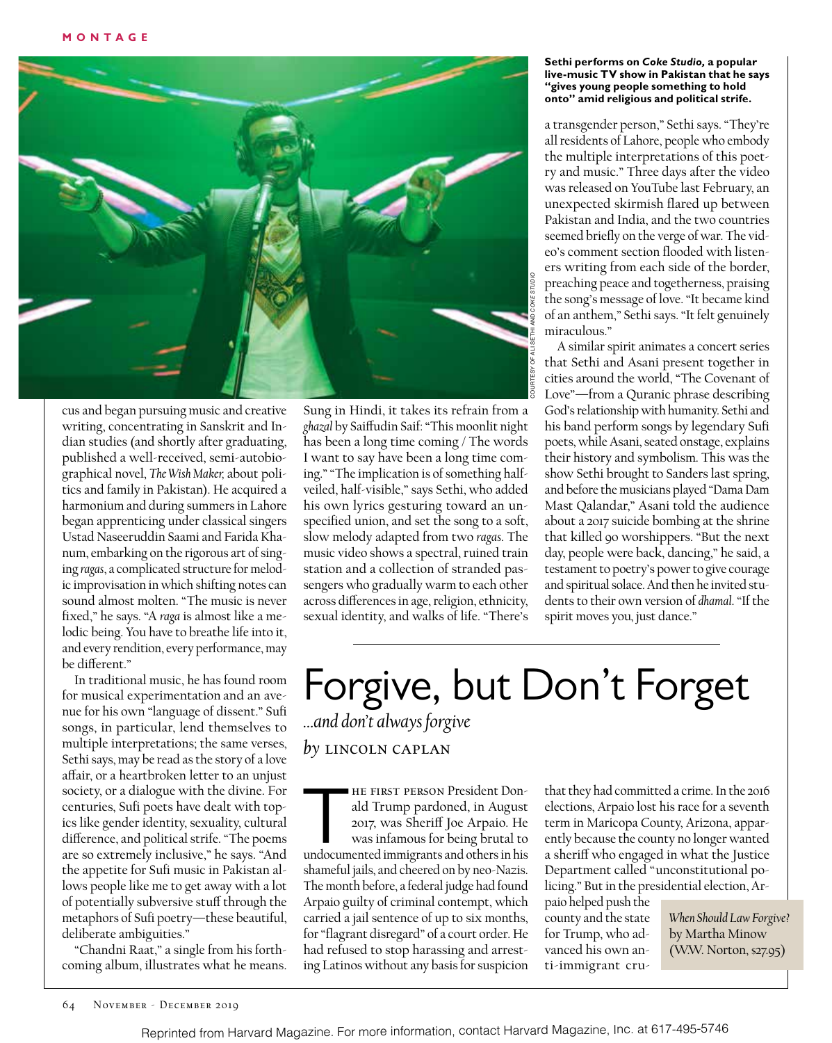cus and began pursuing music and creative writing, concentrating in Sanskrit and Indian studies (and shortly after graduating, published a well-received, semi-autobiographical novel, *The Wish Maker,* about politics and family in Pakistan). He acquired a harmonium and during summers in Lahore began apprenticing under classical singers Ustad Naseeruddin Saami and Farida Khanum, embarking on the rigorous art of singing *ragas*, a complicated structure for melodic improvisation in which shifting notes can sound almost molten. "The music is never fixed," he says. "A *raga* is almost like a melodic being. You have to breathe life into it, and every rendition, every performance, may be different."

In traditional music, he has found room for musical experimentation and an avenue for his own "language of dissent." Sufi songs, in particular, lend themselves to multiple interpretations; the same verses, Sethi says, may be read as the story of a love affair, or a heartbroken letter to an unjust society, or a dialogue with the divine. For centuries, Sufi poets have dealt with topics like gender identity, sexuality, cultural difference, and political strife. "The poems are so extremely inclusive," he says. "And the appetite for Sufi music in Pakistan allows people like me to get away with a lot of potentially subversive stuff through the metaphors of Sufi poetry—these beautiful, deliberate ambiguities."

"Chandni Raat," a single from his forthcoming album, illustrates what he means. Sung in Hindi, it takes its refrain from a *ghazal* by Saiffudin Saif: "This moonlit night has been a long time coming / The words I want to say have been a long time coming." "The implication is of something half-veiled, half-visible," says Sethi, who added his own lyrics gesturing toward an unspecified union, and set the song to a soft, slow melody adapted from two *ragas*. The music video shows a spectral, ruined train station and a collection of stranded passengers who gradually warm to each other across differences in age, religion, ethnicity, sexual identity, and walks of life. "There's a transgender person," Sethi says. "They're all residents of Lahore, people who embody the multiple interpretations of this poetry and music." Three days after the video was released on YouTube last February, an unexpected skirmish flared up between Pakistan and India, and the two countries seemed briefly on the verge of war. The video's comment section flooded with listeners writing from each side of the border, preaching peace and togetherness, praising the song's message of love. "It became kind of an anthem," Sethi says. "It felt genuinely miraculous."

**Sethi performs on *Coke Studio,* a popular live-music TV show in Pakistan that he says "gives young people something to hold onto" amid religious and political strife.**

COURTESY OF ALI SETHI AND *COKE STUDIO*

A similar spirit animates a concert series that Sethi and Asani present together in cities around the world, "The Covenant of Love"—from a Quranic phrase describing God's relationship with humanity. Sethi and his band perform songs by legendary Sufi poets, while Asani, seated onstage, explains their history and symbolism. This was the show Sethi brought to Sanders last spring, and before the musicians played "Dama Dam Mast Qalandar," Asani told the audience about a 2017 suicide bombing at the shrine that killed 90 worshippers. "But the next day, people were back, dancing," he said, a testament to poetry's power to give courage and spiritual solace. And then he invited students to their own version of *dhamal*. "If the spirit moves you, just dance."

# Forgive, but Don't Forget

*...and don't always forgive*

*by* LINCOLN CAPLAN

The first person President Donald Trump pardoned, in August 2017, was Sheriff Joe Arpaio. He was infamous for being brutal to undocumented immigrants and others in his shameful jails, and cheered on by neo-Nazis. The month before, a federal judge had found Arpaio guilty of criminal contempt, which carried a jail sentence of up to six months, for "flagrant disregard" of a court order. He had refused to stop harassing and arresting Latinos without any basis for suspicion that they had committed a crime. In the 2016 elections, Arpaio lost his race for a seventh term in Maricopa County, Arizona, apparently because the county no longer wanted a sheriff who engaged in what the Justice Department called "unconstitutional policing." But in the presidential election, Arpaio helped push the county and the state for Trump, who advanced his own anti-immigrant cru-

*When Should Law Forgive?* by Martha Minow (W.W. Norton, $27.95)